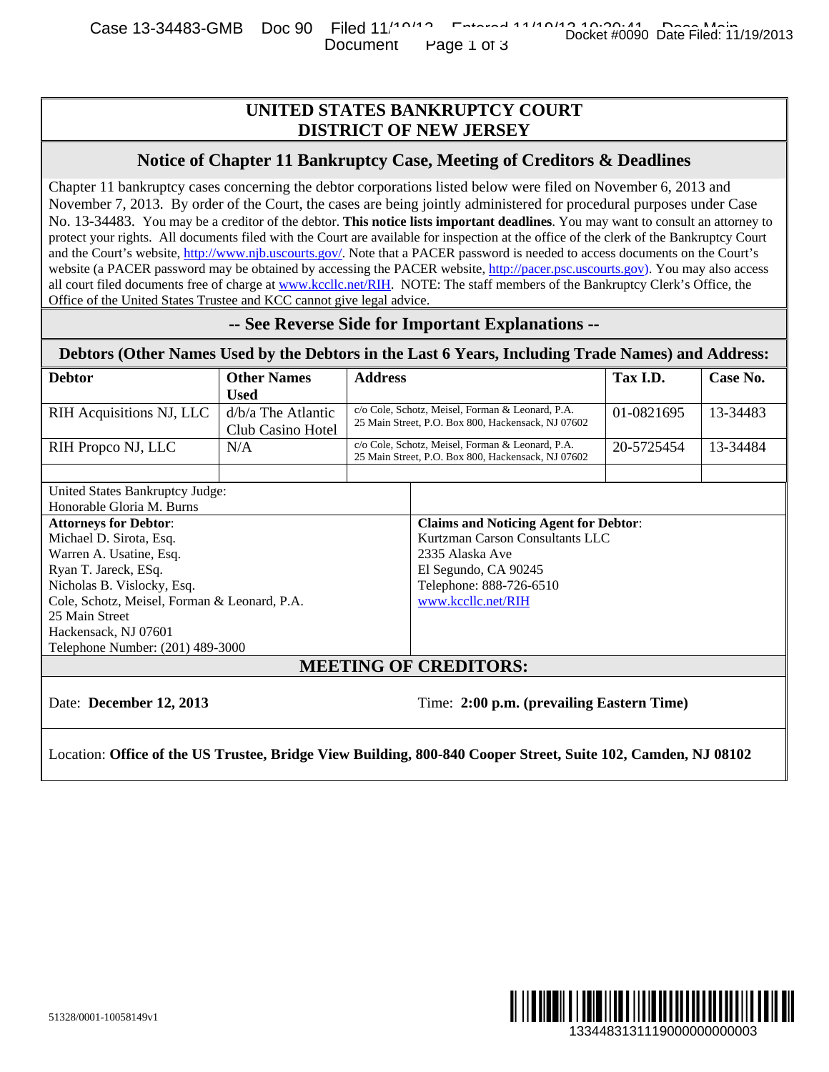# UNITED STATES BANKRUPTCY COURT
# DISTRICT OF NEW JERSEY

## Notice of Chapter 11 Bankruptcy Case, Meeting of Creditors & Deadlines

Chapter 11 bankruptcy cases concerning the debtor corporations listed below were filed on November 6, 2013 and November 7, 2013. By order of the Court, the cases are being jointly administered for procedural purposes under Case No. 13-34483. You may be a creditor of the debtor. **This notice lists important deadlines**. You may want to consult an attorney to protect your rights. All documents filed with the Court are available for inspection at the office of the clerk of the Bankruptcy Court and the Court's website, http://www.njb.uscourts.gov/. Note that a PACER password is needed to access documents on the Court's website (a PACER password may be obtained by accessing the PACER website, http://pacer.psc.uscourts.gov). You may also access all court filed documents free of charge at www.kccllc.net/RIH. NOTE: The staff members of the Bankruptcy Clerk's Office, the Office of the United States Trustee and KCC cannot give legal advice.

## -- See Reverse Side for Important Explanations --

### Debtors (Other Names Used by the Debtors in the Last 6 Years, Including Trade Names) and Address:

| Debtor | Other Names Used | Address | Tax I.D. | Case No. |
|---|---|---|---|---|
| RIH Acquisitions NJ, LLC | d/b/a The Atlantic Club Casino Hotel | c/o Cole, Schotz, Meisel, Forman & Leonard, P.A. 25 Main Street, P.O. Box 800, Hackensack, NJ 07602 | 01-0821695 | 13-34483 |
| RIH Propco NJ, LLC | N/A | c/o Cole, Schotz, Meisel, Forman & Leonard, P.A. 25 Main Street, P.O. Box 800, Hackensack, NJ 07602 | 20-5725454 | 13-34484 |
| | | | | |

United States Bankruptcy Judge:
Honorable Gloria M. Burns

**Attorneys for Debtor**:
Michael D. Sirota, Esq.
Warren A. Usatine, Esq.
Ryan T. Jareck, ESq.
Nicholas B. Vislocky, Esq.
Cole, Schotz, Meisel, Forman & Leonard, P.A.
25 Main Street
Hackensack, NJ 07601
Telephone Number: (201) 489-3000

**Claims and Noticing Agent for Debtor**:
Kurtzman Carson Consultants LLC
2335 Alaska Ave
El Segundo, CA 90245
Telephone: 888-726-6510
www.kccllc.net/RIH

## MEETING OF CREDITORS:

Date: **December 12, 2013**

Time: **2:00 p.m. (prevailing Eastern Time)**

Location: **Office of the US Trustee, Bridge View Building, 800-840 Cooper Street, Suite 102, Camden, NJ 08102**

51328/0001-10058149v1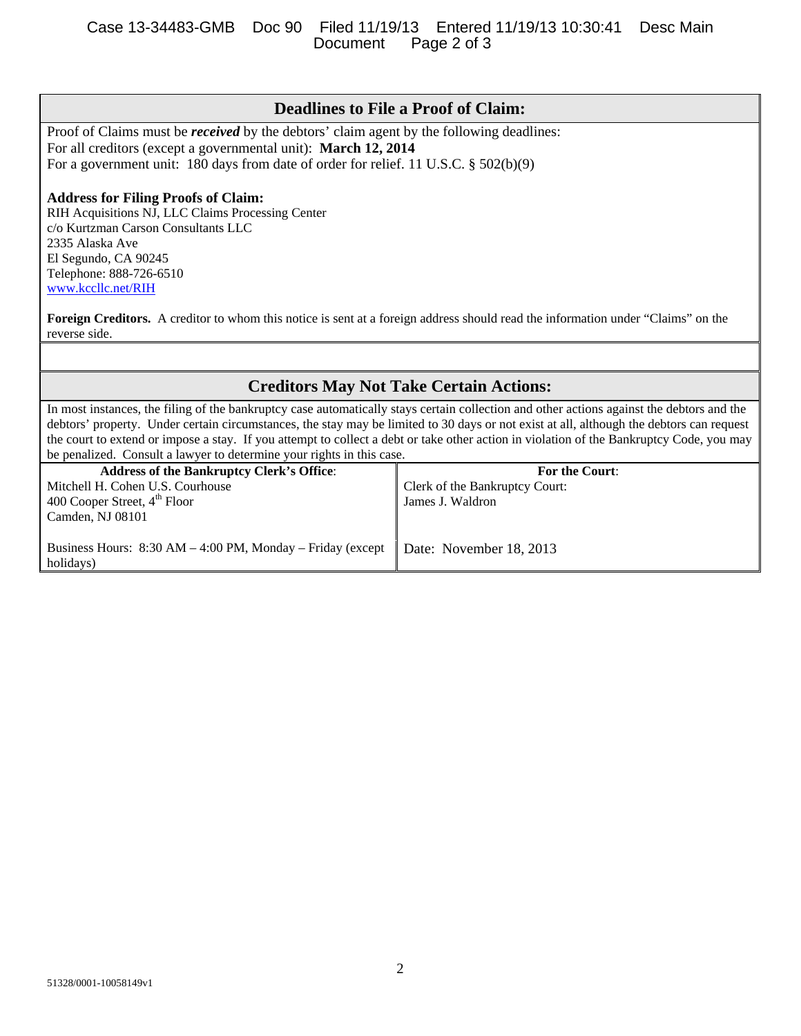## Deadlines to File a Proof of Claim:

Proof of Claims must be ***received*** by the debtors' claim agent by the following deadlines:
For all creditors (except a governmental unit): **March 12, 2014**
For a government unit: 180 days from date of order for relief. 11 U.S.C. § 502(b)(9)

**Address for Filing Proofs of Claim:**
RIH Acquisitions NJ, LLC Claims Processing Center
c/o Kurtzman Carson Consultants LLC
2335 Alaska Ave
El Segundo, CA 90245
Telephone: 888-726-6510
www.kccllc.net/RIH

**Foreign Creditors.** A creditor to whom this notice is sent at a foreign address should read the information under "Claims" on the reverse side.

## Creditors May Not Take Certain Actions:

In most instances, the filing of the bankruptcy case automatically stays certain collection and other actions against the debtors and the debtors' property. Under certain circumstances, the stay may be limited to 30 days or not exist at all, although the debtors can request the court to extend or impose a stay. If you attempt to collect a debt or take other action in violation of the Bankruptcy Code, you may be penalized. Consult a lawyer to determine your rights in this case.

| **Address of the Bankruptcy Clerk's Office**: | **For the Court**: |
|---|---|
| Mitchell H. Cohen U.S. Courthouse<br>400 Cooper Street, 4th Floor<br>Camden, NJ 08101 | Clerk of the Bankruptcy Court:<br>James J. Waldron |
| Business Hours: 8:30 AM – 4:00 PM, Monday – Friday (except holidays) | Date: November 18, 2013 |

51328/0001-10058149v1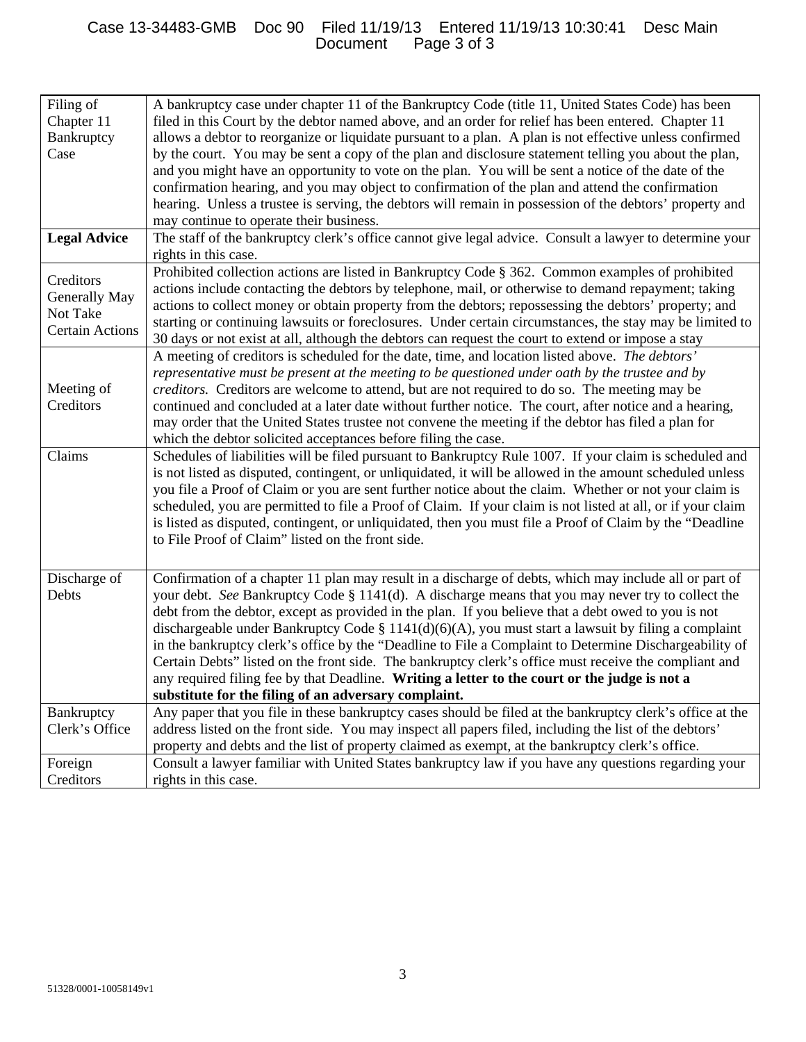| Filing of Chapter 11 Bankruptcy Case | A bankruptcy case under chapter 11 of the Bankruptcy Code (title 11, United States Code) has been filed in this Court by the debtor named above, and an order for relief has been entered. Chapter 11 allows a debtor to reorganize or liquidate pursuant to a plan. A plan is not effective unless confirmed by the court. You may be sent a copy of the plan and disclosure statement telling you about the plan, and you might have an opportunity to vote on the plan. You will be sent a notice of the date of the confirmation hearing, and you may object to confirmation of the plan and attend the confirmation hearing. Unless a trustee is serving, the debtors will remain in possession of the debtors' property and may continue to operate their business. |
|---|---|
| **Legal Advice** | The staff of the bankruptcy clerk's office cannot give legal advice. Consult a lawyer to determine your rights in this case. |
| Creditors Generally May Not Take Certain Actions | Prohibited collection actions are listed in Bankruptcy Code § 362. Common examples of prohibited actions include contacting the debtors by telephone, mail, or otherwise to demand repayment; taking actions to collect money or obtain property from the debtors; repossessing the debtors' property; and starting or continuing lawsuits or foreclosures. Under certain circumstances, the stay may be limited to 30 days or not exist at all, although the debtors can request the court to extend or impose a stay |
| Meeting of Creditors | A meeting of creditors is scheduled for the date, time, and location listed above. *The debtors' representative must be present at the meeting to be questioned under oath by the trustee and by creditors.* Creditors are welcome to attend, but are not required to do so. The meeting may be continued and concluded at a later date without further notice. The court, after notice and a hearing, may order that the United States trustee not convene the meeting if the debtor has filed a plan for which the debtor solicited acceptances before filing the case. |
| Claims | Schedules of liabilities will be filed pursuant to Bankruptcy Rule 1007. If your claim is scheduled and is not listed as disputed, contingent, or unliquidated, it will be allowed in the amount scheduled unless you file a Proof of Claim or you are sent further notice about the claim. Whether or not your claim is scheduled, you are permitted to file a Proof of Claim. If your claim is not listed at all, or if your claim is listed as disputed, contingent, or unliquidated, then you must file a Proof of Claim by the "Deadline to File Proof of Claim" listed on the front side. |
| Discharge of Debts | Confirmation of a chapter 11 plan may result in a discharge of debts, which may include all or part of your debt. *See* Bankruptcy Code § 1141(d). A discharge means that you may never try to collect the debt from the debtor, except as provided in the plan. If you believe that a debt owed to you is not dischargeable under Bankruptcy Code § 1141(d)(6)(A), you must start a lawsuit by filing a complaint in the bankruptcy clerk's office by the "Deadline to File a Complaint to Determine Dischargeability of Certain Debts" listed on the front side. The bankruptcy clerk's office must receive the compliant and any required filing fee by that Deadline. **Writing a letter to the court or the judge is not a substitute for the filing of an adversary complaint.** |
| Bankruptcy Clerk's Office | Any paper that you file in these bankruptcy cases should be filed at the bankruptcy clerk's office at the address listed on the front side. You may inspect all papers filed, including the list of the debtors' property and debts and the list of property claimed as exempt, at the bankruptcy clerk's office. |
| Foreign Creditors | Consult a lawyer familiar with United States bankruptcy law if you have any questions regarding your rights in this case. |

51328/0001-10058149v1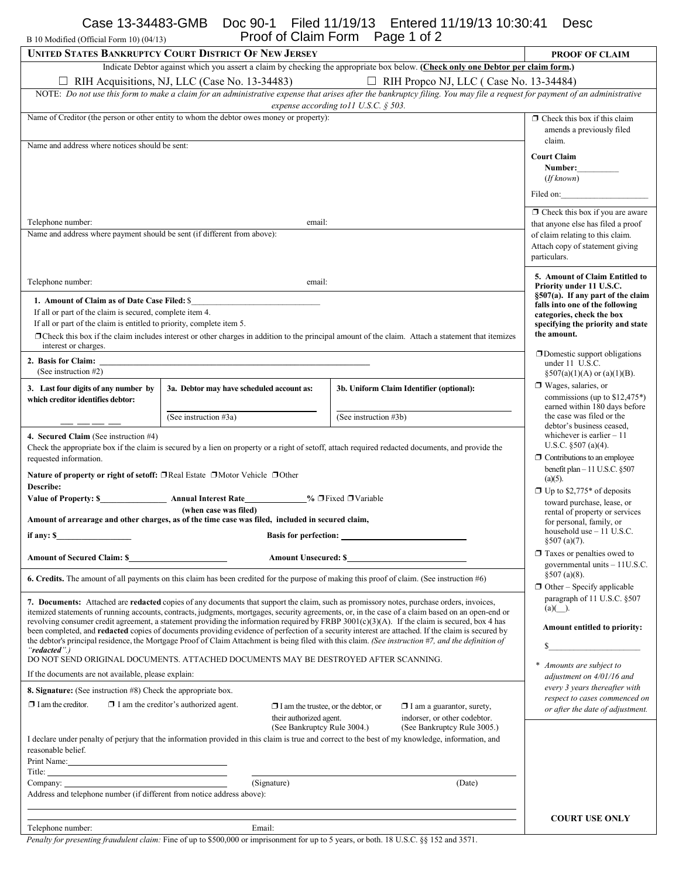B 10 Modified (Official Form 10) (04/13)

Proof of Claim Form Page 1 of 2

| **UNITED STATES BANKRUPTCY COURT DISTRICT OF NEW JERSEY** | **PROOF OF CLAIM** |
|---|---|

Indicate Debtor against which you assert a claim by checking the appropriate box below. **(Check only one Debtor per claim form.)**

☐ RIH Acquisitions, NJ, LLC (Case No. 13-34483)  ☐ RIH Propco NJ, LLC ( Case No. 13-34484)

NOTE: *Do not use this form to make a claim for an administrative expense that arises after the bankruptcy filing. You may file a request for payment of an administrative expense according to11 U.S.C. § 503.*

Name of Creditor (the person or other entity to whom the debtor owes money or property):

Name and address where notices should be sent:

Telephone number: email:

☐ Check this box if this claim amends a previously filed claim.

**Court Claim Number:**__________ (*If known*)

Filed on:____________________

Name and address where payment should be sent (if different from above):

Telephone number: email:

☐ Check this box if you are aware that anyone else has filed a proof of claim relating to this claim. Attach copy of statement giving particulars.

**1. Amount of Claim as of Date Case Filed:** $______________________________

If all or part of the claim is secured, complete item 4.

If all or part of the claim is entitled to priority, complete item 5.

☐Check this box if the claim includes interest or other charges in addition to the principal amount of the claim. Attach a statement that itemizes interest or charges.

**2. Basis for Claim:** ____________________________________________
(See instruction #2)

| **3. Last four digits of any number by which creditor identifies debtor:** | **3a. Debtor may have scheduled account as:** | **3b. Uniform Claim Identifier (optional):** |
|---|---|---|
| __ __ __ __ | ____________________ (See instruction #3a) | ____________________ (See instruction #3b) |

**4. Secured Claim** (See instruction #4)

Check the appropriate box if the claim is secured by a lien on property or a right of setoff, attach required redacted documents, and provide the requested information.

**Nature of property or right of setoff:** ☐Real Estate ☐Motor Vehicle ☐Other

**Describe:**

**Value of Property: $**_______________ **Annual Interest Rate**_____________**%** ☐Fixed ☐Variable
**(when case was filed)**

**Amount of arrearage and other charges, as of the time case was filed, included in secured claim,**

**if any: $**_________________ **Basis for perfection:** ____________________________

**Amount of Secured Claim: $**_____________________ **Amount Unsecured: $**_________________________

**5. Amount of Claim Entitled to Priority under 11 U.S.C. §507(a). If any part of the claim falls into one of the following categories, check the box specifying the priority and state the amount.**

☐Domestic support obligations under 11 U.S.C. §507(a)(1)(A) or (a)(1)(B).

☐ Wages, salaries, or commissions (up to $12,475\*) earned within 180 days before the case was filed or the debtor's business ceased, whichever is earlier – 11 U.S.C. §507 (a)(4).

☐ Contributions to an employee benefit plan – 11 U.S.C. §507 (a)(5).

☐ Up to $2,775\* of deposits toward purchase, lease, or rental of property or services for personal, family, or household use – 11 U.S.C. §507 (a)(7).

☐ Taxes or penalties owed to governmental units – 11U.S.C. §507 (a)(8).

☐ Other – Specify applicable paragraph of 11 U.S.C. §507 (a)(__).

**Amount entitled to priority:**

$_____________________

\* *Amounts are subject to adjustment on 4/01/16 and every 3 years thereafter with respect to cases commenced on or after the date of adjustment.*

**6. Credits.** The amount of all payments on this claim has been credited for the purpose of making this proof of claim. (See instruction #6)

**7. Documents:** Attached are **redacted** copies of any documents that support the claim, such as promissory notes, purchase orders, invoices, itemized statements of running accounts, contracts, judgments, mortgages, security agreements, or, in the case of a claim based on an open-end or revolving consumer credit agreement, a statement providing the information required by FRBP 3001(c)(3)(A). If the claim is secured, box 4 has been completed, and **redacted** copies of documents providing evidence of perfection of a security interest are attached. If the claim is secured by the debtor's principal residence, the Mortgage Proof of Claim Attachment is being filed with this claim. *(See instruction #7, and the definition of "**redacted**".)*

DO NOT SEND ORIGINAL DOCUMENTS. ATTACHED DOCUMENTS MAY BE DESTROYED AFTER SCANNING.

If the documents are not available, please explain:

**8. Signature:** (See instruction #8) Check the appropriate box.

☐ I am the creditor. ☐ I am the creditor's authorized agent. ☐ I am the trustee, or the debtor, or their authorized agent. (See Bankruptcy Rule 3004.) ☐ I am a guarantor, surety, indorser, or other codebtor. (See Bankruptcy Rule 3005.)

I declare under penalty of perjury that the information provided in this claim is true and correct to the best of my knowledge, information, and reasonable belief.

Print Name:______________________________

Title:______________________________

Company:______________________________ (Signature) (Date)

Address and telephone number (if different from notice address above):

Telephone number: Email:

**COURT USE ONLY**

*Penalty for presenting fraudulent claim:* Fine of up to $500,000 or imprisonment for up to 5 years, or both. 18 U.S.C. §§ 152 and 3571.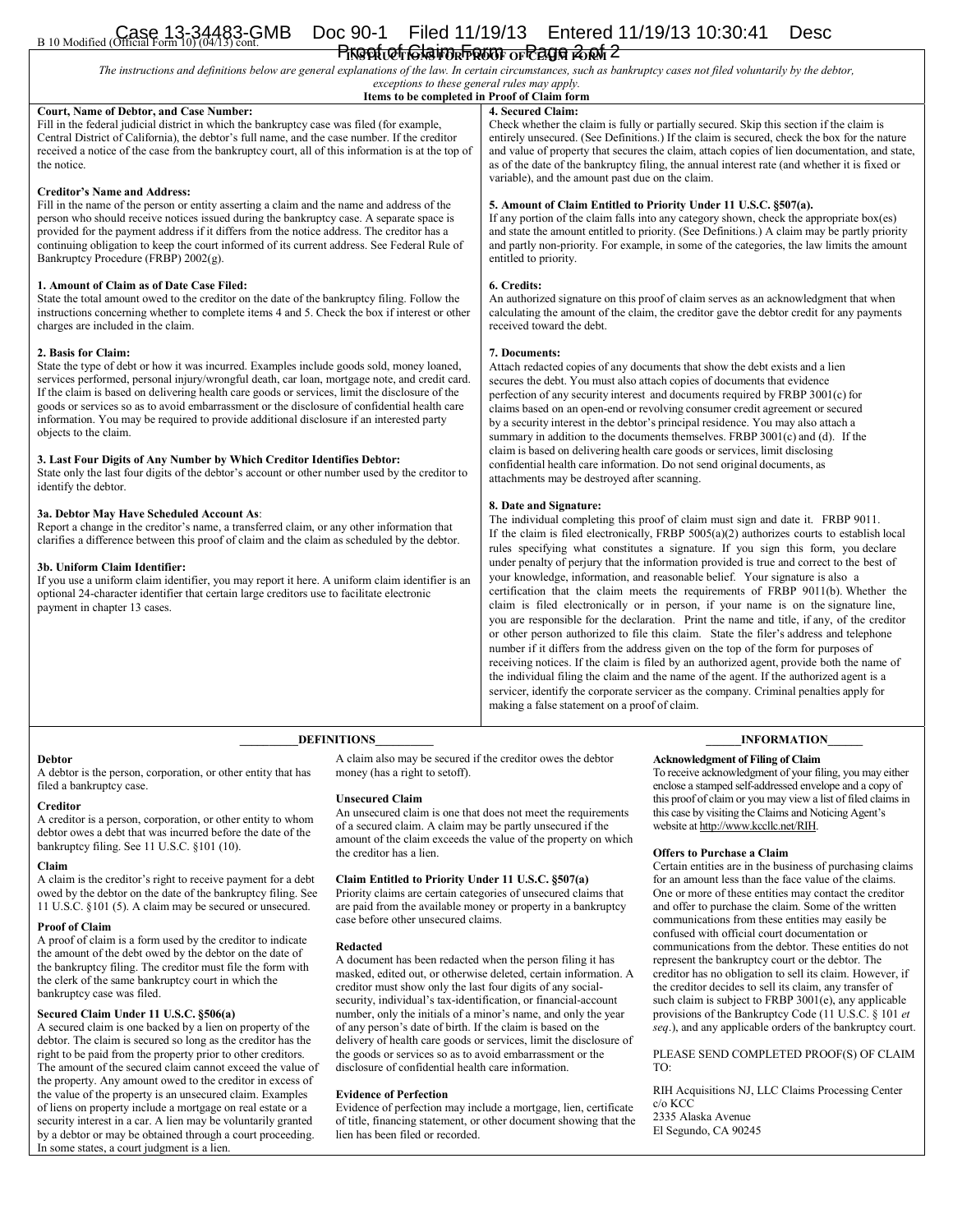B 10 Modified (Official Form 10) (04/13) cont.

# INSTRUCTIONS FOR PROOF OF CLAIM FORM

*The instructions and definitions below are general explanations of the law. In certain circumstances, such as bankruptcy cases not filed voluntarily by the debtor, exceptions to these general rules may apply.*

## Items to be completed in Proof of Claim form

**Court, Name of Debtor, and Case Number:**
Fill in the federal judicial district in which the bankruptcy case was filed (for example, Central District of California), the debtor's full name, and the case number. If the creditor received a notice of the case from the bankruptcy court, all of this information is at the top of the notice.

**Creditor's Name and Address:**
Fill in the name of the person or entity asserting a claim and the name and address of the person who should receive notices issued during the bankruptcy case. A separate space is provided for the payment address if it differs from the notice address. The creditor has a continuing obligation to keep the court informed of its current address. See Federal Rule of Bankruptcy Procedure (FRBP) 2002(g).

**1. Amount of Claim as of Date Case Filed:**
State the total amount owed to the creditor on the date of the bankruptcy filing. Follow the instructions concerning whether to complete items 4 and 5. Check the box if interest or other charges are included in the claim.

**2. Basis for Claim:**
State the type of debt or how it was incurred. Examples include goods sold, money loaned, services performed, personal injury/wrongful death, car loan, mortgage note, and credit card. If the claim is based on delivering health care goods or services, limit the disclosure of the goods or services so as to avoid embarrassment or the disclosure of confidential health care information. You may be required to provide additional disclosure if an interested party objects to the claim.

**3. Last Four Digits of Any Number by Which Creditor Identifies Debtor:**
State only the last four digits of the debtor's account or other number used by the creditor to identify the debtor.

**3a. Debtor May Have Scheduled Account As**:
Report a change in the creditor's name, a transferred claim, or any other information that clarifies a difference between this proof of claim and the claim as scheduled by the debtor.

**3b. Uniform Claim Identifier:**
If you use a uniform claim identifier, you may report it here. A uniform claim identifier is an optional 24-character identifier that certain large creditors use to facilitate electronic payment in chapter 13 cases.

**4. Secured Claim:**
Check whether the claim is fully or partially secured. Skip this section if the claim is entirely unsecured. (See Definitions.) If the claim is secured, check the box for the nature and value of property that secures the claim, attach copies of lien documentation, and state, as of the date of the bankruptcy filing, the annual interest rate (and whether it is fixed or variable), and the amount past due on the claim.

**5. Amount of Claim Entitled to Priority Under 11 U.S.C. §507(a).**
If any portion of the claim falls into any category shown, check the appropriate box(es) and state the amount entitled to priority. (See Definitions.) A claim may be partly priority and partly non-priority. For example, in some of the categories, the law limits the amount entitled to priority.

**6. Credits:**
An authorized signature on this proof of claim serves as an acknowledgment that when calculating the amount of the claim, the creditor gave the debtor credit for any payments received toward the debt.

**7. Documents:**
Attach redacted copies of any documents that show the debt exists and a lien secures the debt. You must also attach copies of documents that evidence perfection of any security interest and documents required by FRBP 3001(c) for claims based on an open-end or revolving consumer credit agreement or secured by a security interest in the debtor's principal residence. You may also attach a summary in addition to the documents themselves. FRBP 3001(c) and (d). If the claim is based on delivering health care goods or services, limit disclosing confidential health care information. Do not send original documents, as attachments may be destroyed after scanning.

**8. Date and Signature:**
The individual completing this proof of claim must sign and date it. FRBP 9011. If the claim is filed electronically, FRBP 5005(a)(2) authorizes courts to establish local rules specifying what constitutes a signature. If you sign this form, you declare under penalty of perjury that the information provided is true and correct to the best of your knowledge, information, and reasonable belief. Your signature is also a certification that the claim meets the requirements of FRBP 9011(b). Whether the claim is filed electronically or in person, if your name is on the signature line, you are responsible for the declaration. Print the name and title, if any, of the creditor or other person authorized to file this claim. State the filer's address and telephone number if it differs from the address given on the top of the form for purposes of receiving notices. If the claim is filed by an authorized agent, provide both the name of the individual filing the claim and the name of the agent. If the authorized agent is a servicer, identify the corporate servicer as the company. Criminal penalties apply for making a false statement on a proof of claim.

## DEFINITIONS

**Debtor**
A debtor is the person, corporation, or other entity that has filed a bankruptcy case.

**Creditor**
A creditor is a person, corporation, or other entity to whom debtor owes a debt that was incurred before the date of the bankruptcy filing. See 11 U.S.C. §101 (10).

**Claim**
A claim is the creditor's right to receive payment for a debt owed by the debtor on the date of the bankruptcy filing. See 11 U.S.C. §101 (5). A claim may be secured or unsecured.

**Proof of Claim**
A proof of claim is a form used by the creditor to indicate the amount of the debt owed by the debtor on the date of the bankruptcy filing. The creditor must file the form with the clerk of the same bankruptcy court in which the bankruptcy case was filed.

**Secured Claim Under 11 U.S.C. §506(a)**
A secured claim is one backed by a lien on property of the debtor. The claim is secured so long as the creditor has the right to be paid from the property prior to other creditors. The amount of the secured claim cannot exceed the value of the property. Any amount owed to the creditor in excess of the value of the property is an unsecured claim. Examples of liens on property include a mortgage on real estate or a security interest in a car. A lien may be voluntarily granted by a debtor or may be obtained through a court proceeding. In some states, a court judgment is a lien.

A claim also may be secured if the creditor owes the debtor money (has a right to setoff).

**Unsecured Claim**
An unsecured claim is one that does not meet the requirements of a secured claim. A claim may be partly unsecured if the amount of the claim exceeds the value of the property on which the creditor has a lien.

**Claim Entitled to Priority Under 11 U.S.C. §507(a)**
Priority claims are certain categories of unsecured claims that are paid from the available money or property in a bankruptcy case before other unsecured claims.

**Redacted**
A document has been redacted when the person filing it has masked, edited out, or otherwise deleted, certain information. A creditor must show only the last four digits of any social-security, individual's tax-identification, or financial-account number, only the initials of a minor's name, and only the year of any person's date of birth. If the claim is based on the delivery of health care goods or services, limit the disclosure of the goods or services so as to avoid embarrassment or the disclosure of confidential health care information.

**Evidence of Perfection**
Evidence of perfection may include a mortgage, lien, certificate of title, financing statement, or other document showing that the lien has been filed or recorded.

## INFORMATION

**Acknowledgment of Filing of Claim**
To receive acknowledgment of your filing, you may either enclose a stamped self-addressed envelope and a copy of this proof of claim or you may view a list of filed claims in this case by visiting the Claims and Noticing Agent's website at http://www.kccllc.net/RIH.

**Offers to Purchase a Claim**
Certain entities are in the business of purchasing claims for an amount less than the face value of the claims. One or more of these entities may contact the creditor and offer to purchase the claim. Some of the written communications from these entities may easily be confused with official court documentation or communications from the debtor. These entities do not represent the bankruptcy court or the debtor. The creditor has no obligation to sell its claim. However, if the creditor decides to sell its claim, any transfer of such claim is subject to FRBP 3001(e), any applicable provisions of the Bankruptcy Code (11 U.S.C. § 101 *et seq*.), and any applicable orders of the bankruptcy court.

PLEASE SEND COMPLETED PROOF(S) OF CLAIM TO:

RIH Acquisitions NJ, LLC Claims Processing Center
c/o KCC
2335 Alaska Avenue
El Segundo, CA 90245